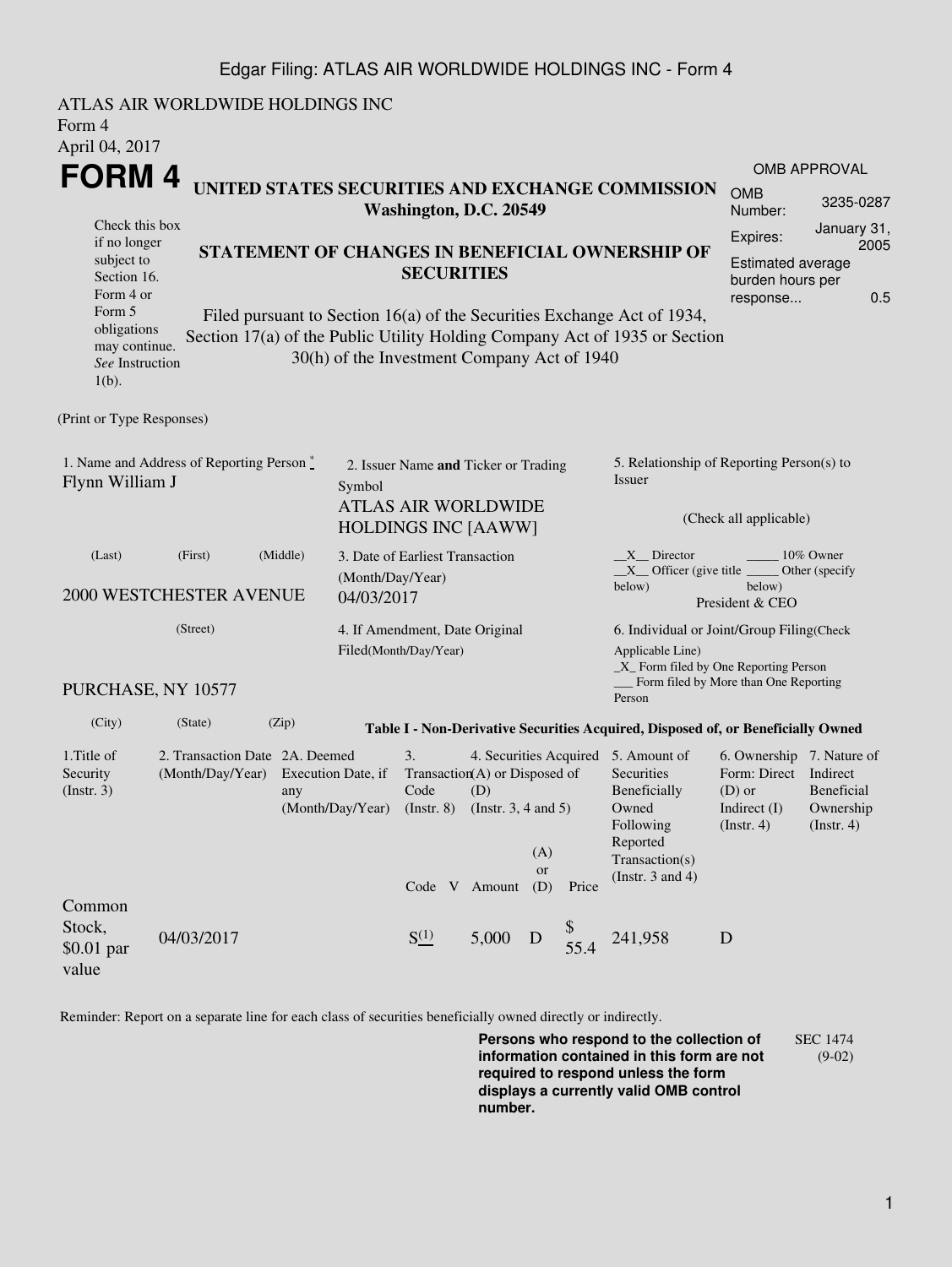Edgar Filing: ATLAS AIR WORLDWIDE HOLDINGS INC - Form 4

ATLAS AIR WORLDWIDE HOLDINGS INC
Form 4
April 04, 2017

# FORM 4

**UNITED STATES SECURITIES AND EXCHANGE COMMISSION**
**Washington, D.C. 20549**

| OMB APPROVAL | |
|---|---|
| OMB Number: | 3235-0287 |
| Expires: | January 31, 2005 |
| Estimated average burden hours per response... | 0.5 |

Check this box if no longer subject to Section 16. Form 4 or Form 5 obligations may continue. *See* Instruction 1(b).

**STATEMENT OF CHANGES IN BENEFICIAL OWNERSHIP OF SECURITIES**

Filed pursuant to Section 16(a) of the Securities Exchange Act of 1934, Section 17(a) of the Public Utility Holding Company Act of 1935 or Section 30(h) of the Investment Company Act of 1940

(Print or Type Responses)

1. Name and Address of Reporting Person *
Flynn William J

(Last) (First) (Middle)

2000 WESTCHESTER AVENUE

(Street)

PURCHASE, NY 10577

(City) (State) (Zip)

2. Issuer Name **and** Ticker or Trading Symbol
ATLAS AIR WORLDWIDE HOLDINGS INC [AAWW]

3. Date of Earliest Transaction (Month/Day/Year)
04/03/2017

4. If Amendment, Date Original Filed(Month/Day/Year)

5. Relationship of Reporting Person(s) to Issuer

(Check all applicable)

__X__ Director _____ 10% Owner
__X__ Officer (give title below) _____ Other (specify below)
President & CEO

6. Individual or Joint/Group Filing(Check Applicable Line)
_X_ Form filed by One Reporting Person
___ Form filed by More than One Reporting Person

**Table I - Non-Derivative Securities Acquired, Disposed of, or Beneficially Owned**

| 1.Title of Security (Instr. 3) | 2. Transaction Date (Month/Day/Year) | 2A. Deemed Execution Date, if any (Month/Day/Year) | 3. Transaction Code (Instr. 8) | | 4. Securities Acquired (A) or Disposed of (D) (Instr. 3, 4 and 5) | | | 5. Amount of Securities Beneficially Owned Following Reported Transaction(s) (Instr. 3 and 4) | 6. Ownership Form: Direct (D) or Indirect (I) (Instr. 4) | 7. Nature of Indirect Beneficial Ownership (Instr. 4) |
|---|---|---|---|---|---|---|---|---|---|---|
| | | | Code | V | Amount | (A) or (D) | Price | | | |
| Common Stock, $0.01 par value | 04/03/2017 | | S (1) | | 5,000 | D | $ 55.4 | 241,958 | D | |

Reminder: Report on a separate line for each class of securities beneficially owned directly or indirectly.

**Persons who respond to the collection of information contained in this form are not required to respond unless the form displays a currently valid OMB control number.**

SEC 1474 (9-02)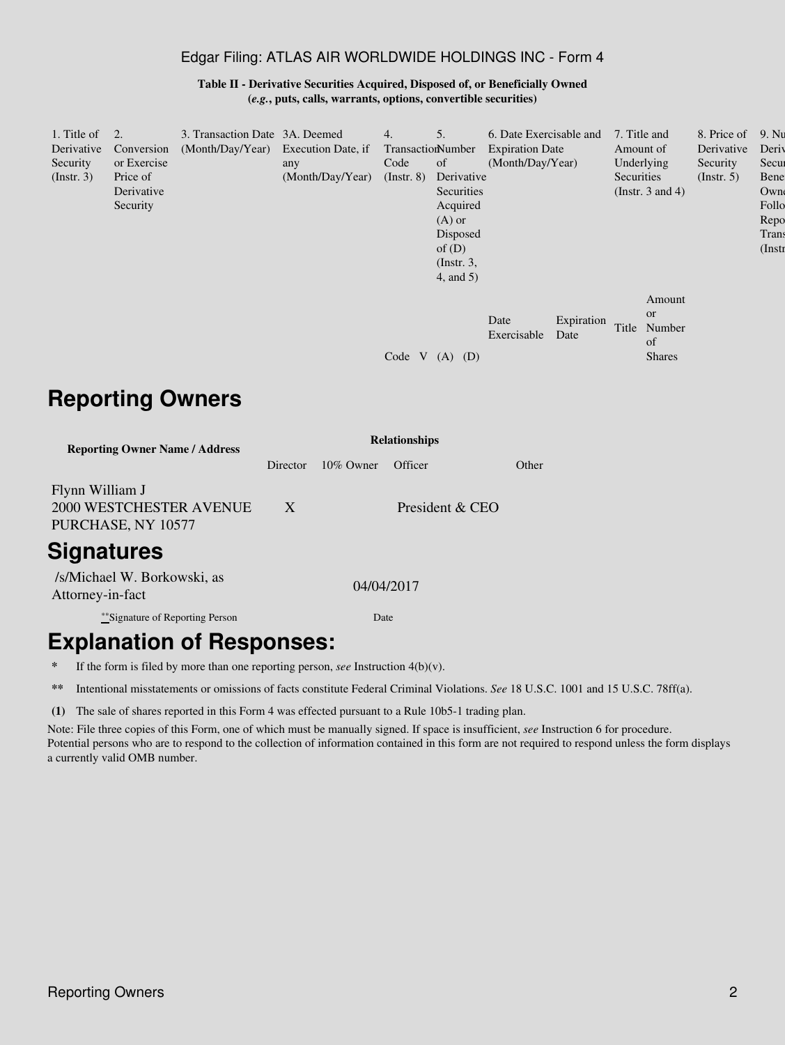**Table II - Derivative Securities Acquired, Disposed of, or Beneficially Owned**
**(*e.g.*, puts, calls, warrants, options, convertible securities)**

| 1. Title of Derivative Security (Instr. 3) | 2. Conversion or Exercise Price of Derivative Security | 3. Transaction Date (Month/Day/Year) | 3A. Deemed Execution Date, if any (Month/Day/Year) | 4. Transaction Code (Instr. 8) | | 5. Number of Derivative Securities Acquired (A) or Disposed of (D) (Instr. 3, 4, and 5) | | 6. Date Exercisable and Expiration Date (Month/Day/Year) | | 7. Title and Amount of Underlying Securities (Instr. 3 and 4) | | 8. Price of Derivative Security (Instr. 5) | 9. Nu Deriv Secur Bene Owne Follo Repo Trans (Instr |
|---|---|---|---|---|---|---|---|---|---|---|---|---|---|
| | | | | Code | V | (A) | (D) | Date Exercisable | Expiration Date | Title | Amount or Number of Shares | | |

# Reporting Owners

| Reporting Owner Name / Address | Relationships | | | |
|---|---|---|---|---|
| | Director | 10% Owner | Officer | Other |
| Flynn William J<br>2000 WESTCHESTER AVENUE<br>PURCHASE, NY 10577 | X | | President & CEO | |

# Signatures

| | |
|---|---|
| /s/Michael W. Borkowski, as Attorney-in-fact | 04/04/2017 |
| **Signature of Reporting Person | Date |

# Explanation of Responses:

\* If the form is filed by more than one reporting person, *see* Instruction 4(b)(v).

** Intentional misstatements or omissions of facts constitute Federal Criminal Violations. *See* 18 U.S.C. 1001 and 15 U.S.C. 78ff(a).

**(1)** The sale of shares reported in this Form 4 was effected pursuant to a Rule 10b5-1 trading plan.

Note: File three copies of this Form, one of which must be manually signed. If space is insufficient, *see* Instruction 6 for procedure.
Potential persons who are to respond to the collection of information contained in this form are not required to respond unless the form displays a currently valid OMB number.